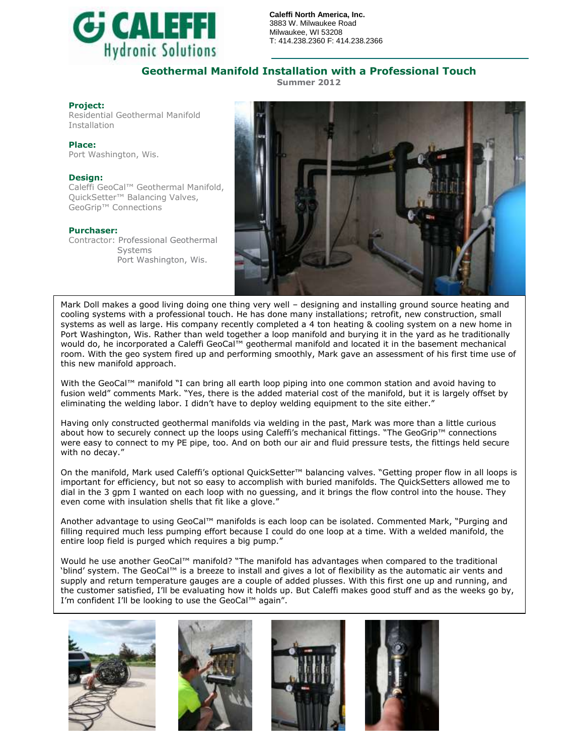**Caleffi North America, Inc.**
3883 W. Milwaukee Road
Milwaukee, WI 53208
T: 414.238.2360 F: 414.238.2366

# Geothermal Manifold Installation with a Professional Touch

**Summer 2012**

**Project:**
Residential Geothermal Manifold Installation

**Place:**
Port Washington, Wis.

**Design:**
Caleffi GeoCal™ Geothermal Manifold, QuickSetter™ Balancing Valves, GeoGrip™ Connections

**Purchaser:**
Contractor: Professional Geothermal Systems
Port Washington, Wis.

Mark Doll makes a good living doing one thing very well – designing and installing ground source heating and cooling systems with a professional touch. He has done many installations; retrofit, new construction, small systems as well as large. His company recently completed a 4 ton heating & cooling system on a new home in Port Washington, Wis. Rather than weld together a loop manifold and burying it in the yard as he traditionally would do, he incorporated a Caleffi GeoCal™ geothermal manifold and located it in the basement mechanical room. With the geo system fired up and performing smoothly, Mark gave an assessment of his first time use of this new manifold approach.

With the GeoCal™ manifold "I can bring all earth loop piping into one common station and avoid having to fusion weld" comments Mark. "Yes, there is the added material cost of the manifold, but it is largely offset by eliminating the welding labor. I didn't have to deploy welding equipment to the site either."

Having only constructed geothermal manifolds via welding in the past, Mark was more than a little curious about how to securely connect up the loops using Caleffi's mechanical fittings. "The GeoGrip™ connections were easy to connect to my PE pipe, too. And on both our air and fluid pressure tests, the fittings held secure with no decay."

On the manifold, Mark used Caleffi's optional QuickSetter™ balancing valves. "Getting proper flow in all loops is important for efficiency, but not so easy to accomplish with buried manifolds. The QuickSetters allowed me to dial in the 3 gpm I wanted on each loop with no guessing, and it brings the flow control into the house. They even come with insulation shells that fit like a glove."

Another advantage to using GeoCal™ manifolds is each loop can be isolated. Commented Mark, "Purging and filling required much less pumping effort because I could do one loop at a time. With a welded manifold, the entire loop field is purged which requires a big pump."

Would he use another GeoCal™ manifold? "The manifold has advantages when compared to the traditional 'blind' system. The GeoCal™ is a breeze to install and gives a lot of flexibility as the automatic air vents and supply and return temperature gauges are a couple of added plusses. With this first one up and running, and the customer satisfied, I'll be evaluating how it holds up. But Caleffi makes good stuff and as the weeks go by, I'm confident I'll be looking to use the GeoCal™ again".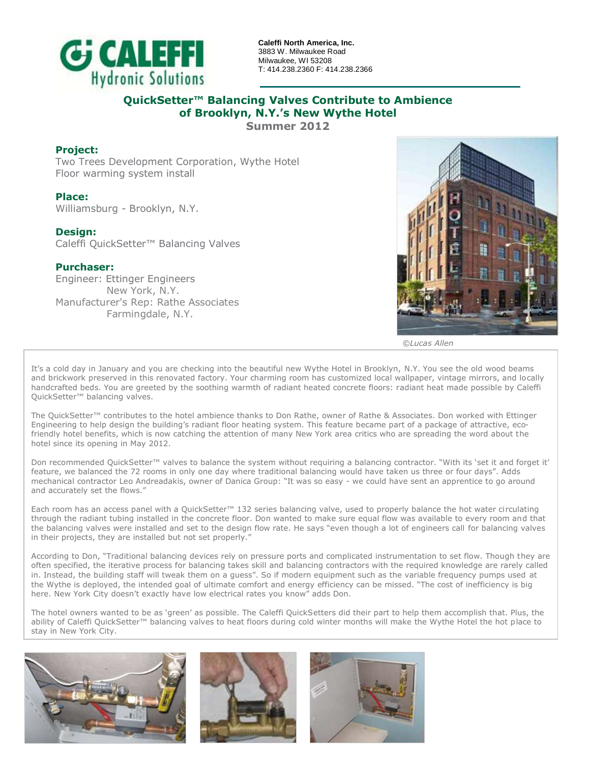Caleffi North America, Inc.
3883 W. Milwaukee Road
Milwaukee, WI 53208
T: 414.238.2360 F: 414.238.2366

# QuickSetter™ Balancing Valves Contribute to Ambience of Brooklyn, N.Y.'s New Wythe Hotel

## Summer 2012

**Project:**
Two Trees Development Corporation, Wythe Hotel
Floor warming system install

**Place:**
Williamsburg - Brooklyn, N.Y.

**Design:**
Caleffi QuickSetter™ Balancing Valves

**Purchaser:**
Engineer: Ettinger Engineers
New York, N.Y.
Manufacturer's Rep: Rathe Associates
Farmingdale, N.Y.

*©Lucas Allen*

It's a cold day in January and you are checking into the beautiful new Wythe Hotel in Brooklyn, N.Y. You see the old wood beams and brickwork preserved in this renovated factory. Your charming room has customized local wallpaper, vintage mirrors, and locally handcrafted beds. You are greeted by the soothing warmth of radiant heated concrete floors: radiant heat made possible by Caleffi QuickSetter™ balancing valves.

The QuickSetter™ contributes to the hotel ambience thanks to Don Rathe, owner of Rathe & Associates. Don worked with Ettinger Engineering to help design the building's radiant floor heating system. This feature became part of a package of attractive, eco-friendly hotel benefits, which is now catching the attention of many New York area critics who are spreading the word about the hotel since its opening in May 2012.

Don recommended QuickSetter™ valves to balance the system without requiring a balancing contractor. "With its 'set it and forget it' feature, we balanced the 72 rooms in only one day where traditional balancing would have taken us three or four days". Adds mechanical contractor Leo Andreadakis, owner of Danica Group: "It was so easy - we could have sent an apprentice to go around and accurately set the flows."

Each room has an access panel with a QuickSetter™ 132 series balancing valve, used to properly balance the hot water circulating through the radiant tubing installed in the concrete floor. Don wanted to make sure equal flow was available to every room and that the balancing valves were installed and set to the design flow rate. He says "even though a lot of engineers call for balancing valves in their projects, they are installed but not set properly."

According to Don, "Traditional balancing devices rely on pressure ports and complicated instrumentation to set flow. Though they are often specified, the iterative process for balancing takes skill and balancing contractors with the required knowledge are rarely called in. Instead, the building staff will tweak them on a guess". So if modern equipment such as the variable frequency pumps used at the Wythe is deployed, the intended goal of ultimate comfort and energy efficiency can be missed. "The cost of inefficiency is big here. New York City doesn't exactly have low electrical rates you know" adds Don.

The hotel owners wanted to be as 'green' as possible. The Caleffi QuickSetters did their part to help them accomplish that. Plus, the ability of Caleffi QuickSetter™ balancing valves to heat floors during cold winter months will make the Wythe Hotel the hot place to stay in New York City.